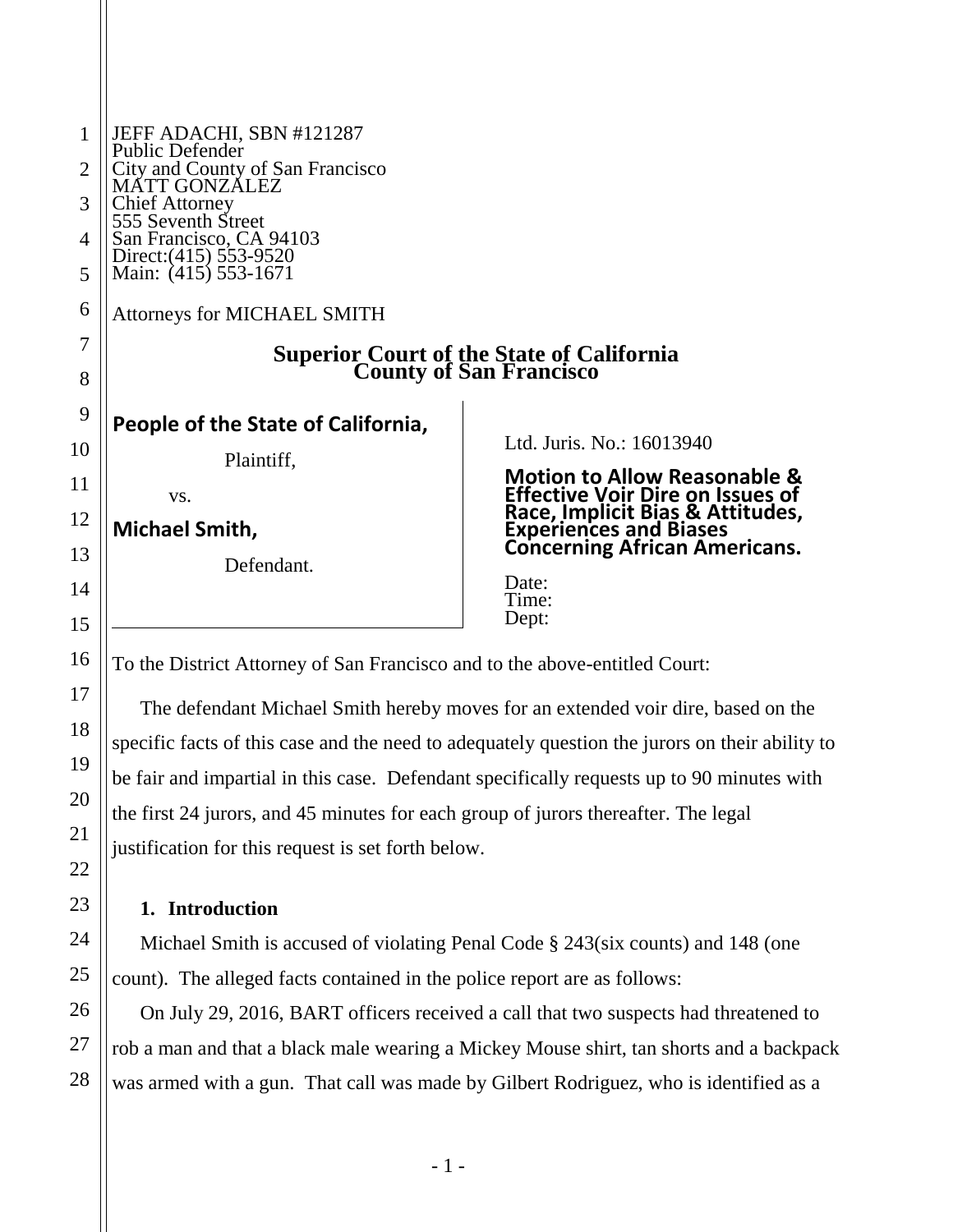JEFF ADACHI, SBN #121287
Public Defender
City and County of San Francisco
MATT GONZALEZ
Chief Attorney
555 Seventh Street
San Francisco, CA 94103
Direct:(415) 553-9520
Main: (415) 553-1671

Attorneys for MICHAEL SMITH

**Superior Court of the State of California**
**County of San Francisco**

| | |
|---|---|
| **People of the State of California,**<br>Plaintiff,<br>vs.<br>**Michael Smith,**<br>Defendant. | Ltd. Juris. No.: 16013940<br>**Motion to Allow Reasonable & Effective Voir Dire on Issues of Race, Implicit Bias & Attitudes, Experiences and Biases Concerning African Americans.**<br>Date:<br>Time:<br>Dept: |

To the District Attorney of San Francisco and to the above-entitled Court:

The defendant Michael Smith hereby moves for an extended voir dire, based on the specific facts of this case and the need to adequately question the jurors on their ability to be fair and impartial in this case. Defendant specifically requests up to 90 minutes with the first 24 jurors, and 45 minutes for each group of jurors thereafter. The legal justification for this request is set forth below.

## 1. Introduction

Michael Smith is accused of violating Penal Code § 243(six counts) and 148 (one count). The alleged facts contained in the police report are as follows:

On July 29, 2016, BART officers received a call that two suspects had threatened to rob a man and that a black male wearing a Mickey Mouse shirt, tan shorts and a backpack was armed with a gun. That call was made by Gilbert Rodriguez, who is identified as a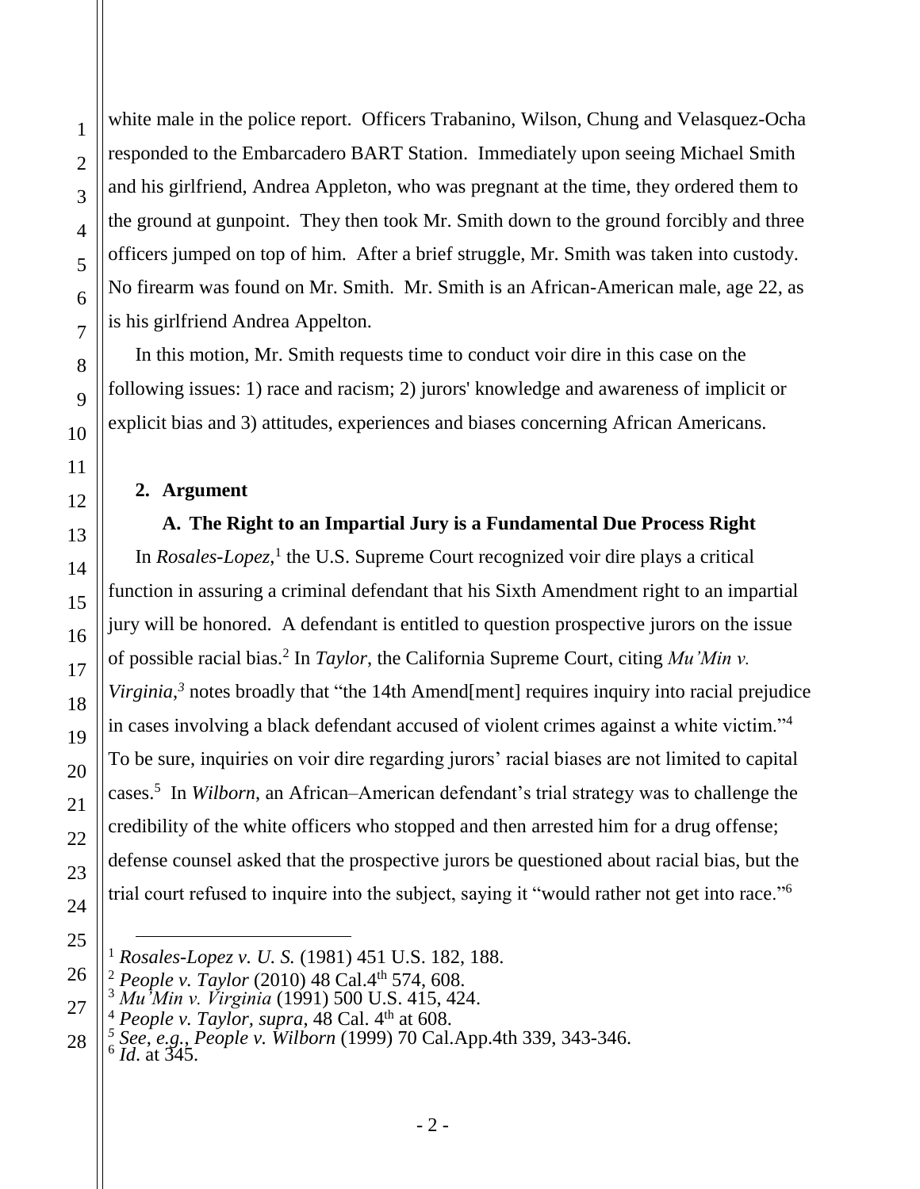white male in the police report. Officers Trabanino, Wilson, Chung and Velasquez-Ocha responded to the Embarcadero BART Station. Immediately upon seeing Michael Smith and his girlfriend, Andrea Appleton, who was pregnant at the time, they ordered them to the ground at gunpoint. They then took Mr. Smith down to the ground forcibly and three officers jumped on top of him. After a brief struggle, Mr. Smith was taken into custody. No firearm was found on Mr. Smith. Mr. Smith is an African-American male, age 22, as is his girlfriend Andrea Appelton.

In this motion, Mr. Smith requests time to conduct voir dire in this case on the following issues: 1) race and racism; 2) jurors' knowledge and awareness of implicit or explicit bias and 3) attitudes, experiences and biases concerning African Americans.

## 2. Argument

### A. The Right to an Impartial Jury is a Fundamental Due Process Right

In *Rosales-Lopez,*[1] the U.S. Supreme Court recognized voir dire plays a critical function in assuring a criminal defendant that his Sixth Amendment right to an impartial jury will be honored. A defendant is entitled to question prospective jurors on the issue of possible racial bias.[2] In *Taylor*, the California Supreme Court, citing *Mu'Min v. Virginia,*[3] notes broadly that "the 14th Amend[ment] requires inquiry into racial prejudice in cases involving a black defendant accused of violent crimes against a white victim."[4] To be sure, inquiries on voir dire regarding jurors' racial biases are not limited to capital cases.[5] In *Wilborn*, an African–American defendant's trial strategy was to challenge the credibility of the white officers who stopped and then arrested him for a drug offense; defense counsel asked that the prospective jurors be questioned about racial bias, but the trial court refused to inquire into the subject, saying it "would rather not get into race."[6]

---

[1] *Rosales-Lopez v. U. S.* (1981) 451 U.S. 182, 188.
[2] *People v. Taylor* (2010) 48 Cal.4th 574, 608.
[3] *Mu'Min v. Virginia* (1991) 500 U.S. 415, 424.
[4] *People v. Taylor, supra*, 48 Cal. 4th at 608.
[5] *See, e.g., People v. Wilborn* (1999) 70 Cal.App.4th 339, 343-346.
[6] *Id*. at 345.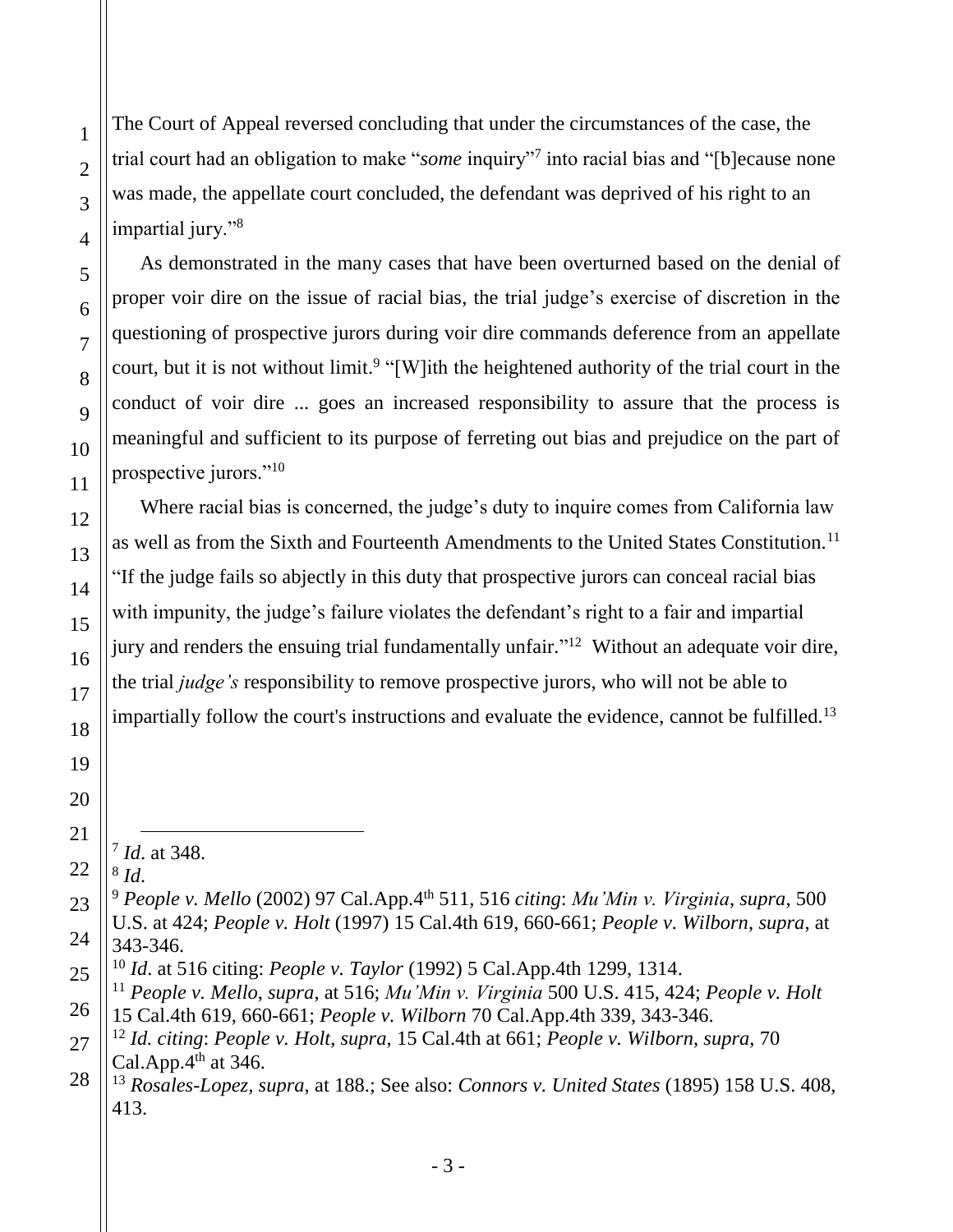The Court of Appeal reversed concluding that under the circumstances of the case, the trial court had an obligation to make "*some* inquiry"[7] into racial bias and "[b]ecause none was made, the appellate court concluded, the defendant was deprived of his right to an impartial jury."[8]

As demonstrated in the many cases that have been overturned based on the denial of proper voir dire on the issue of racial bias, the trial judge's exercise of discretion in the questioning of prospective jurors during voir dire commands deference from an appellate court, but it is not without limit.[9] "[W]ith the heightened authority of the trial court in the conduct of voir dire ... goes an increased responsibility to assure that the process is meaningful and sufficient to its purpose of ferreting out bias and prejudice on the part of prospective jurors."[10]

Where racial bias is concerned, the judge's duty to inquire comes from California law as well as from the Sixth and Fourteenth Amendments to the United States Constitution.[11] "If the judge fails so abjectly in this duty that prospective jurors can conceal racial bias with impunity, the judge's failure violates the defendant's right to a fair and impartial jury and renders the ensuing trial fundamentally unfair."[12] Without an adequate voir dire, the trial *judge's* responsibility to remove prospective jurors, who will not be able to impartially follow the court's instructions and evaluate the evidence, cannot be fulfilled.[13]

---

[7] *Id*. at 348.

[8] *Id*.

[9] *People v. Mello* (2002) 97 Cal.App.4th 511, 516 *citing*: *Mu'Min v. Virginia*, *supra*, 500 U.S. at 424; *People v. Holt* (1997) 15 Cal.4th 619, 660-661; *People v. Wilborn*, *supra*, at 343-346.

[10] *Id*. at 516 citing: *People v. Taylor* (1992) 5 Cal.App.4th 1299, 1314.

[11] *People v. Mello*, *supra*, at 516; *Mu'Min v. Virginia* 500 U.S. 415, 424; *People v. Holt* 15 Cal.4th 619, 660-661; *People v. Wilborn* 70 Cal.App.4th 339, 343-346.

[12] *Id. citing*: *People v. Holt*, *supra*, 15 Cal.4th at 661; *People v. Wilborn*, *supra*, 70 Cal.App.4th at 346.

[13] *Rosales-Lopez, supra*, at 188.; See also: *Connors v. United States* (1895) 158 U.S. 408, 413.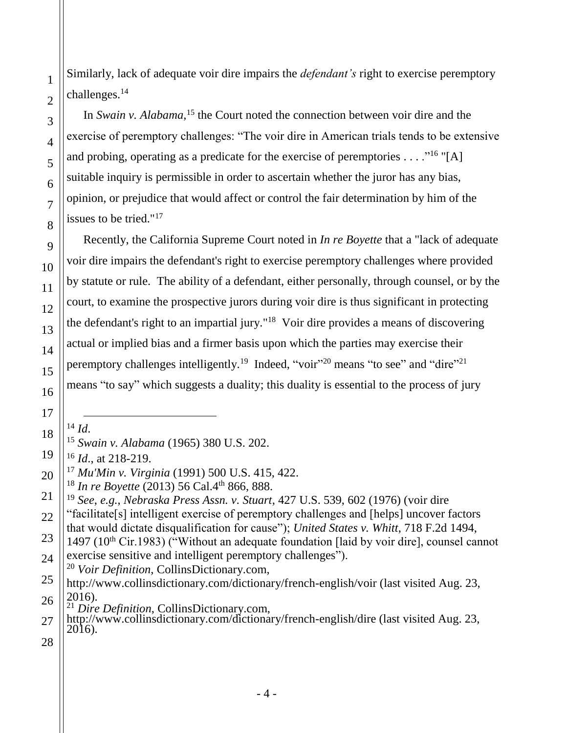Similarly, lack of adequate voir dire impairs the *defendant's* right to exercise peremptory challenges.[14]

In *Swain v. Alabama*,[15] the Court noted the connection between voir dire and the exercise of peremptory challenges: "The voir dire in American trials tends to be extensive and probing, operating as a predicate for the exercise of peremptories . . . ."[16] "[A] suitable inquiry is permissible in order to ascertain whether the juror has any bias, opinion, or prejudice that would affect or control the fair determination by him of the issues to be tried."[17]

Recently, the California Supreme Court noted in *In re Boyette* that a "lack of adequate voir dire impairs the defendant's right to exercise peremptory challenges where provided by statute or rule. The ability of a defendant, either personally, through counsel, or by the court, to examine the prospective jurors during voir dire is thus significant in protecting the defendant's right to an impartial jury."[18] Voir dire provides a means of discovering actual or implied bias and a firmer basis upon which the parties may exercise their peremptory challenges intelligently.[19] Indeed, "voir"[20] means "to see" and "dire"[21] means "to say" which suggests a duality; this duality is essential to the process of jury

---

[14] *Id*.

[15] *Swain v. Alabama* (1965) 380 U.S. 202.

[16] *Id*., at 218-219.

[17] *Mu'Min v. Virginia* (1991) 500 U.S. 415, 422.

[18] *In re Boyette* (2013) 56 Cal.4th 866, 888.

[19] *See, e.g.*, *Nebraska Press Assn. v. Stuart*, 427 U.S. 539, 602 (1976) (voir dire "facilitate[s] intelligent exercise of peremptory challenges and [helps] uncover factors that would dictate disqualification for cause"); *United States v. Whitt*, 718 F.2d 1494, 1497 (10th Cir.1983) ("Without an adequate foundation [laid by voir dire], counsel cannot exercise sensitive and intelligent peremptory challenges").

[20] *Voir Definition*, CollinsDictionary.com, http://www.collinsdictionary.com/dictionary/french-english/voir (last visited Aug. 23, 2016).

[21] *Dire Definition*, CollinsDictionary.com, http://www.collinsdictionary.com/dictionary/french-english/dire (last visited Aug. 23, 2016).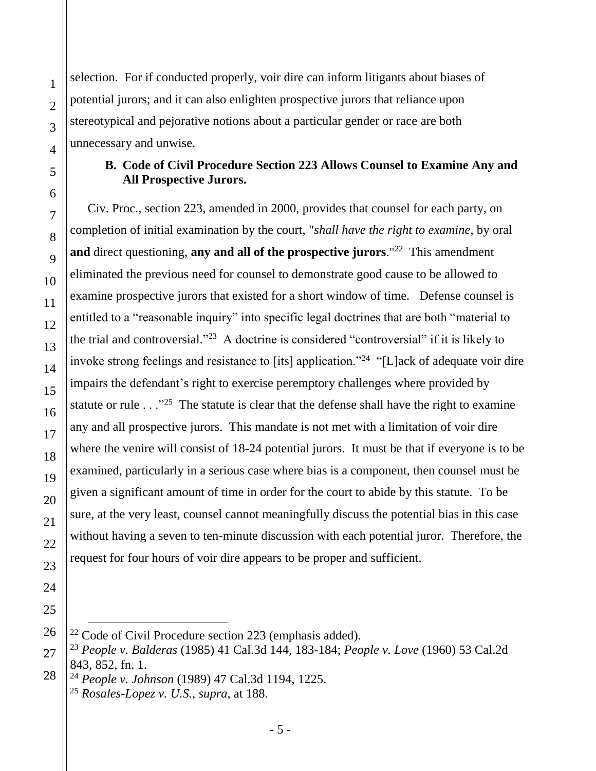selection. For if conducted properly, voir dire can inform litigants about biases of potential jurors; and it can also enlighten prospective jurors that reliance upon stereotypical and pejorative notions about a particular gender or race are both unnecessary and unwise.

### B. Code of Civil Procedure Section 223 Allows Counsel to Examine Any and All Prospective Jurors.

Civ. Proc., section 223, amended in 2000, provides that counsel for each party, on completion of initial examination by the court, "*shall have the right to examine*, by oral **and** direct questioning, **any and all of the prospective jurors**."[22] This amendment eliminated the previous need for counsel to demonstrate good cause to be allowed to examine prospective jurors that existed for a short window of time. Defense counsel is entitled to a "reasonable inquiry" into specific legal doctrines that are both "material to the trial and controversial."[23] A doctrine is considered "controversial" if it is likely to invoke strong feelings and resistance to [its] application."[24] "[L]ack of adequate voir dire impairs the defendant's right to exercise peremptory challenges where provided by statute or rule . . ."[25] The statute is clear that the defense shall have the right to examine any and all prospective jurors. This mandate is not met with a limitation of voir dire where the venire will consist of 18-24 potential jurors. It must be that if everyone is to be examined, particularly in a serious case where bias is a component, then counsel must be given a significant amount of time in order for the court to abide by this statute. To be sure, at the very least, counsel cannot meaningfully discuss the potential bias in this case without having a seven to ten-minute discussion with each potential juror. Therefore, the request for four hours of voir dire appears to be proper and sufficient.

---

[22] Code of Civil Procedure section 223 (emphasis added).

[23] *People v. Balderas* (1985) 41 Cal.3d 144, 183-184; *People v. Love* (1960) 53 Cal.2d 843, 852, fn. 1.

[24] *People v. Johnson* (1989) 47 Cal.3d 1194, 1225.

[25] *Rosales-Lopez v. U.S.*, *supra*, at 188.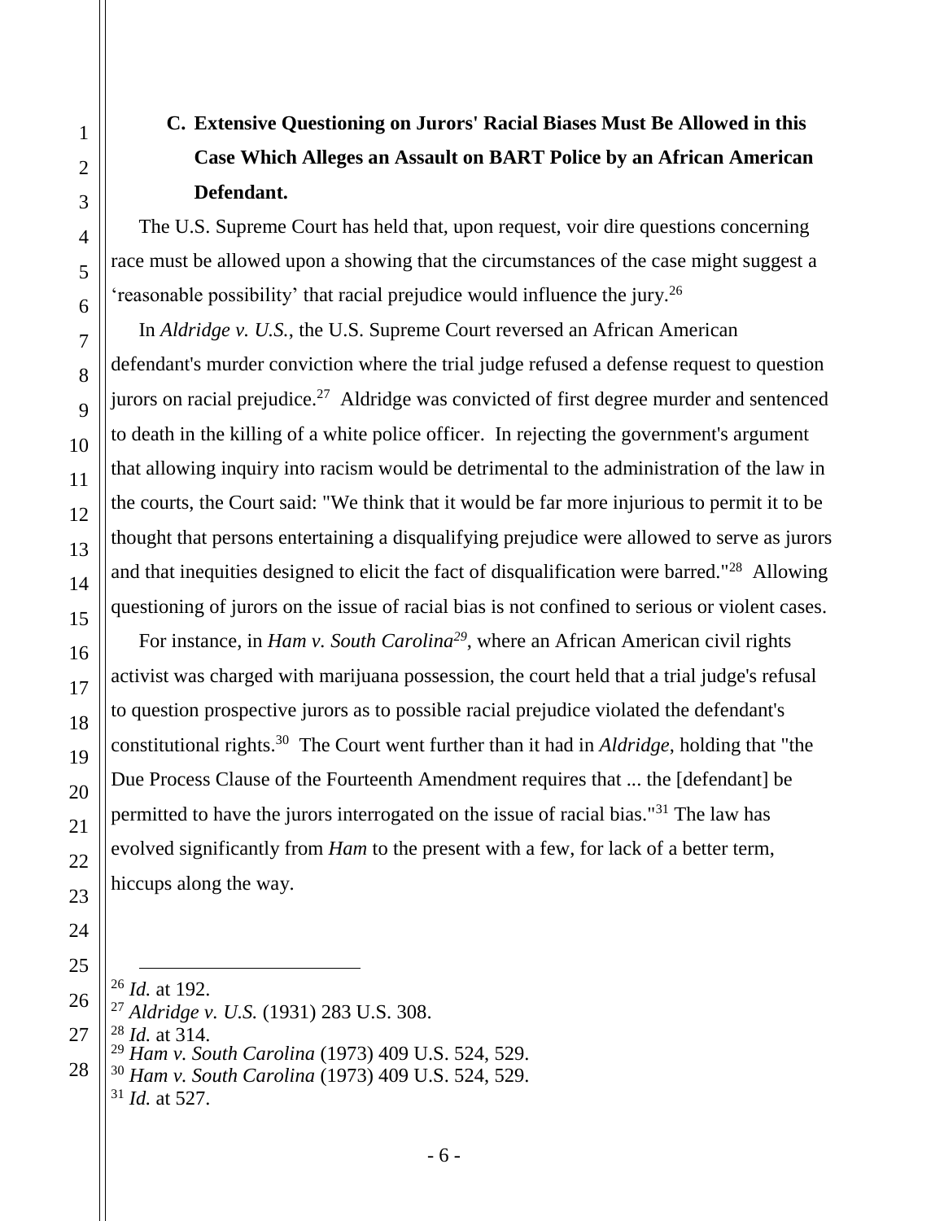### C. Extensive Questioning on Jurors' Racial Biases Must Be Allowed in this Case Which Alleges an Assault on BART Police by an African American Defendant.

The U.S. Supreme Court has held that, upon request, voir dire questions concerning race must be allowed upon a showing that the circumstances of the case might suggest a 'reasonable possibility' that racial prejudice would influence the jury.[26]

In *Aldridge v. U.S.*, the U.S. Supreme Court reversed an African American defendant's murder conviction where the trial judge refused a defense request to question jurors on racial prejudice.[27] Aldridge was convicted of first degree murder and sentenced to death in the killing of a white police officer. In rejecting the government's argument that allowing inquiry into racism would be detrimental to the administration of the law in the courts, the Court said: "We think that it would be far more injurious to permit it to be thought that persons entertaining a disqualifying prejudice were allowed to serve as jurors and that inequities designed to elicit the fact of disqualification were barred."[28] Allowing questioning of jurors on the issue of racial bias is not confined to serious or violent cases.

For instance, in *Ham v. South Carolina*[29], where an African American civil rights activist was charged with marijuana possession, the court held that a trial judge's refusal to question prospective jurors as to possible racial prejudice violated the defendant's constitutional rights.[30] The Court went further than it had in *Aldridge*, holding that "the Due Process Clause of the Fourteenth Amendment requires that ... the [defendant] be permitted to have the jurors interrogated on the issue of racial bias."[31] The law has evolved significantly from *Ham* to the present with a few, for lack of a better term, hiccups along the way.

---

[26] *Id.* at 192.
[27] *Aldridge v. U.S.* (1931) 283 U.S. 308.
[28] *Id.* at 314.
[29] *Ham v. South Carolina* (1973) 409 U.S. 524, 529.
[30] *Ham v. South Carolina* (1973) 409 U.S. 524, 529.
[31] *Id.* at 527.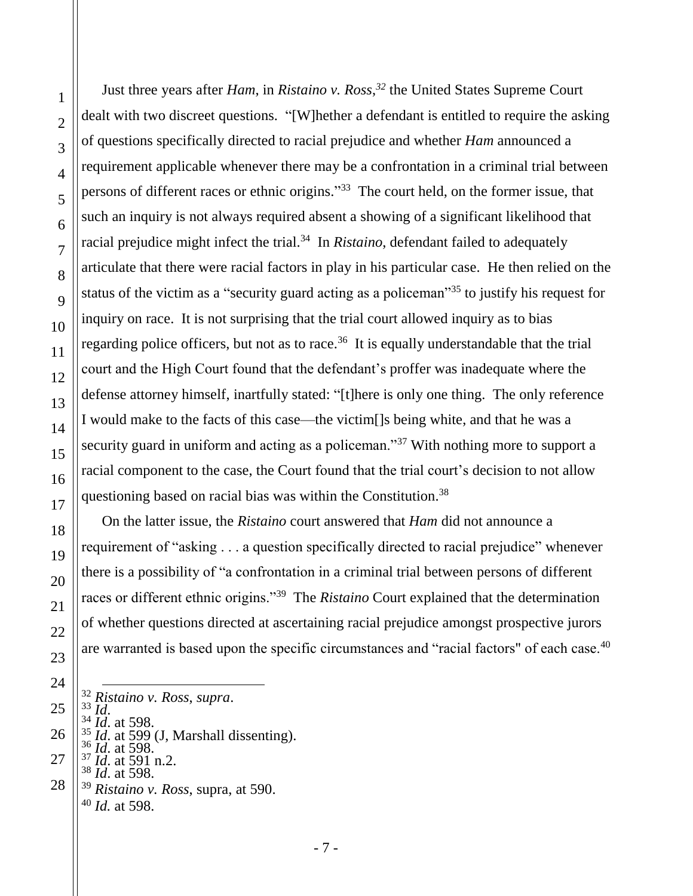Just three years after *Ham*, in *Ristaino v. Ross*,[32] the United States Supreme Court dealt with two discreet questions. "[W]hether a defendant is entitled to require the asking of questions specifically directed to racial prejudice and whether *Ham* announced a requirement applicable whenever there may be a confrontation in a criminal trial between persons of different races or ethnic origins."[33] The court held, on the former issue, that such an inquiry is not always required absent a showing of a significant likelihood that racial prejudice might infect the trial.[34] In *Ristaino*, defendant failed to adequately articulate that there were racial factors in play in his particular case. He then relied on the status of the victim as a "security guard acting as a policeman"[35] to justify his request for inquiry on race. It is not surprising that the trial court allowed inquiry as to bias regarding police officers, but not as to race.[36] It is equally understandable that the trial court and the High Court found that the defendant's proffer was inadequate where the defense attorney himself, inartfully stated: "[t]here is only one thing. The only reference I would make to the facts of this case—the victim[]s being white, and that he was a security guard in uniform and acting as a policeman."[37] With nothing more to support a racial component to the case, the Court found that the trial court's decision to not allow questioning based on racial bias was within the Constitution.[38]

On the latter issue, the *Ristaino* court answered that *Ham* did not announce a requirement of "asking . . . a question specifically directed to racial prejudice" whenever there is a possibility of "a confrontation in a criminal trial between persons of different races or different ethnic origins."[39] The *Ristaino* Court explained that the determination of whether questions directed at ascertaining racial prejudice amongst prospective jurors are warranted is based upon the specific circumstances and "racial factors" of each case.[40]

---

[32] *Ristaino v. Ross*, *supra*.
[33] *Id*.
[34] *Id*. at 598.
[35] *Id*. at 599 (J, Marshall dissenting).
[36] *Id*. at 598.
[37] *Id*. at 591 n.2.
[38] *Id*. at 598.
[39] *Ristaino v. Ross*, supra, at 590.
[40] *Id.* at 598.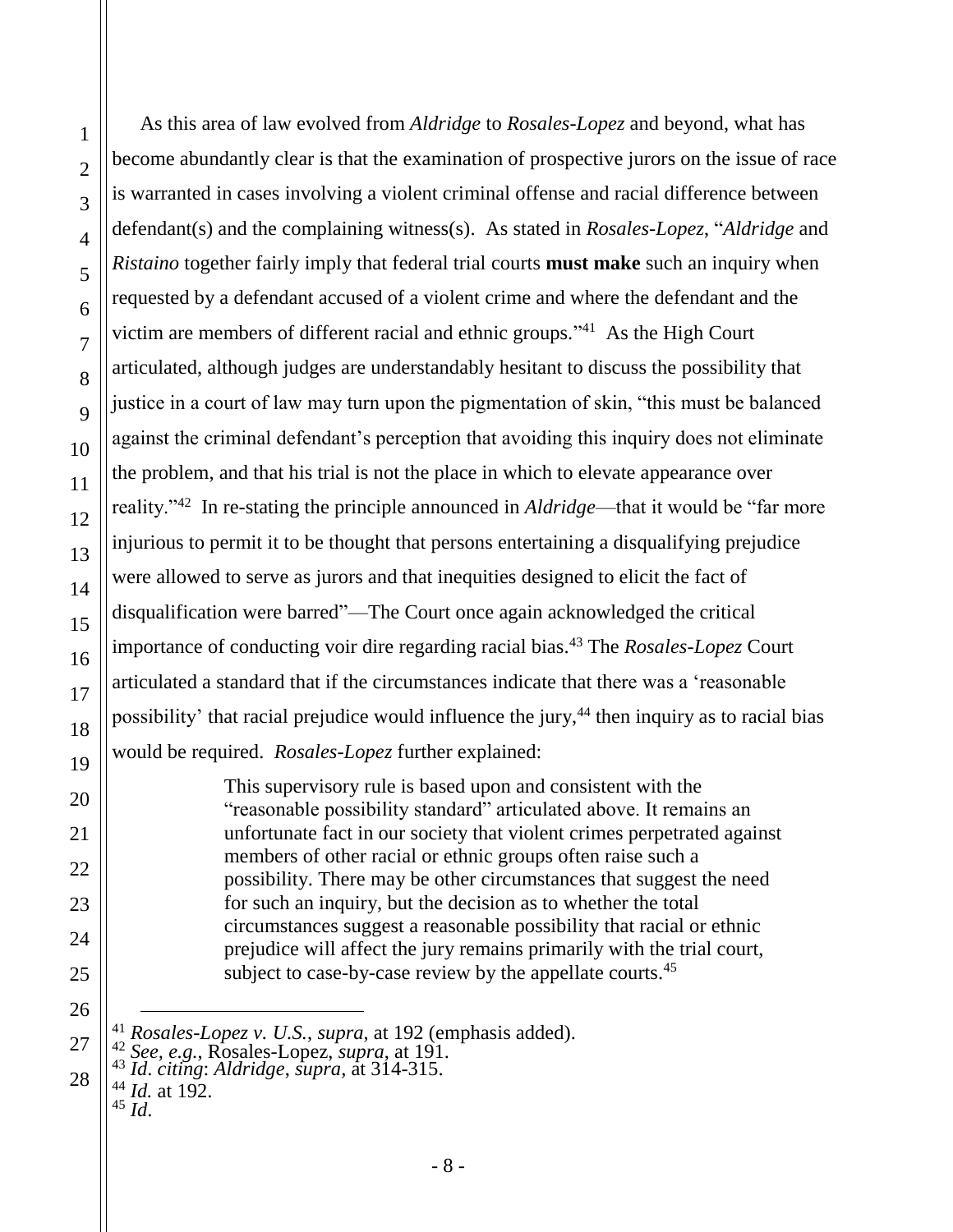As this area of law evolved from *Aldridge* to *Rosales-Lopez* and beyond, what has become abundantly clear is that the examination of prospective jurors on the issue of race is warranted in cases involving a violent criminal offense and racial difference between defendant(s) and the complaining witness(s). As stated in *Rosales-Lopez*, "*Aldridge* and *Ristaino* together fairly imply that federal trial courts **must make** such an inquiry when requested by a defendant accused of a violent crime and where the defendant and the victim are members of different racial and ethnic groups."[41] As the High Court articulated, although judges are understandably hesitant to discuss the possibility that justice in a court of law may turn upon the pigmentation of skin, "this must be balanced against the criminal defendant's perception that avoiding this inquiry does not eliminate the problem, and that his trial is not the place in which to elevate appearance over reality."[42] In re-stating the principle announced in *Aldridge*—that it would be "far more injurious to permit it to be thought that persons entertaining a disqualifying prejudice were allowed to serve as jurors and that inequities designed to elicit the fact of disqualification were barred"—The Court once again acknowledged the critical importance of conducting voir dire regarding racial bias.[43] The *Rosales-Lopez* Court articulated a standard that if the circumstances indicate that there was a 'reasonable possibility' that racial prejudice would influence the jury,[44] then inquiry as to racial bias would be required. *Rosales-Lopez* further explained:

> This supervisory rule is based upon and consistent with the "reasonable possibility standard" articulated above. It remains an unfortunate fact in our society that violent crimes perpetrated against members of other racial or ethnic groups often raise such a possibility. There may be other circumstances that suggest the need for such an inquiry, but the decision as to whether the total circumstances suggest a reasonable possibility that racial or ethnic prejudice will affect the jury remains primarily with the trial court, subject to case-by-case review by the appellate courts.[45]

---

[41] *Rosales-Lopez v. U.S.*, *supra*, at 192 (emphasis added).
[42] *See, e.g.*, Rosales-Lopez, *supra*, at 191.
[43] *Id. citing*: *Aldridge*, *supra*, at 314-315.
[44] *Id.* at 192.
[45] *Id*.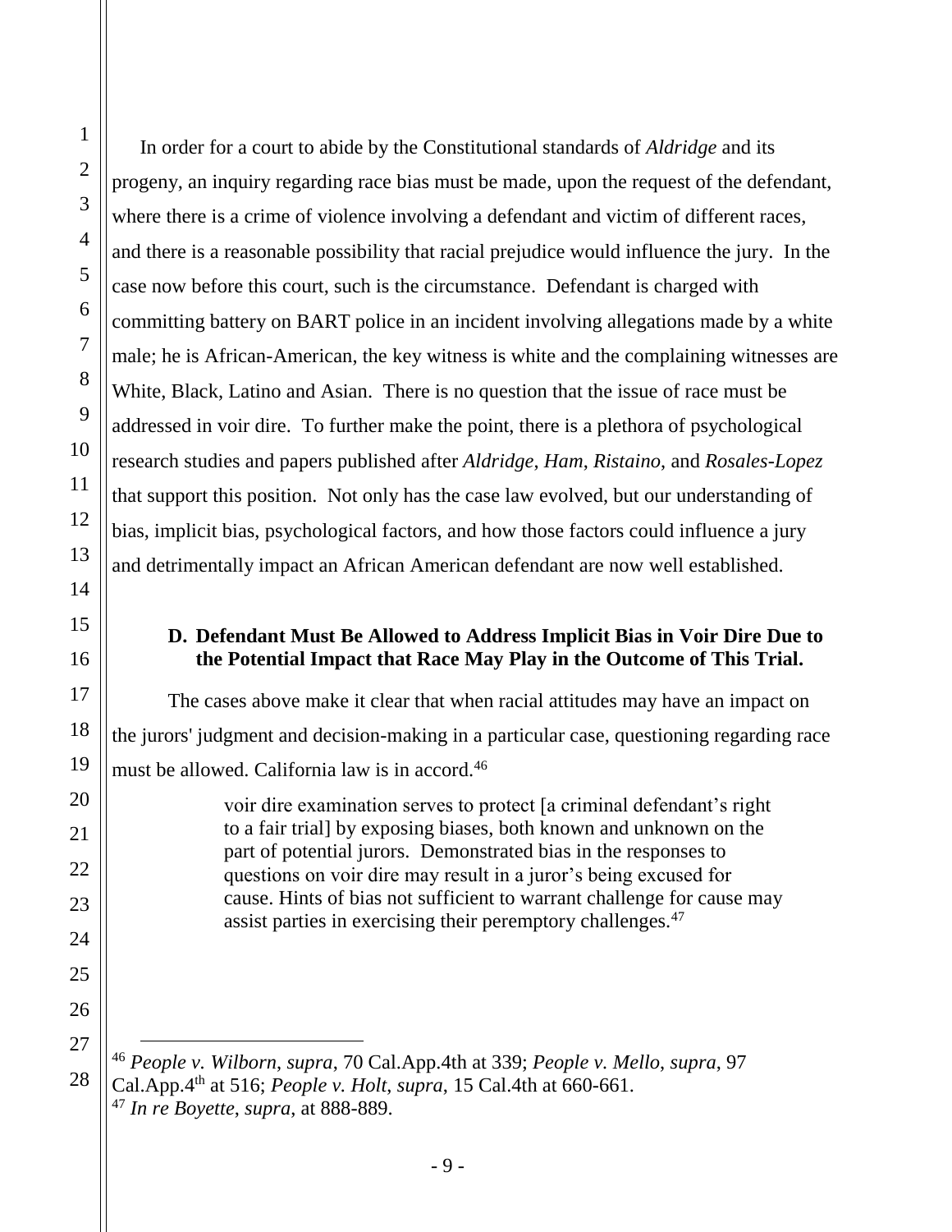In order for a court to abide by the Constitutional standards of *Aldridge* and its progeny, an inquiry regarding race bias must be made, upon the request of the defendant, where there is a crime of violence involving a defendant and victim of different races, and there is a reasonable possibility that racial prejudice would influence the jury. In the case now before this court, such is the circumstance. Defendant is charged with committing battery on BART police in an incident involving allegations made by a white male; he is African-American, the key witness is white and the complaining witnesses are White, Black, Latino and Asian. There is no question that the issue of race must be addressed in voir dire. To further make the point, there is a plethora of psychological research studies and papers published after *Aldridge*, *Ham*, *Ristaino*, and *Rosales-Lopez* that support this position. Not only has the case law evolved, but our understanding of bias, implicit bias, psychological factors, and how those factors could influence a jury and detrimentally impact an African American defendant are now well established.

### D. Defendant Must Be Allowed to Address Implicit Bias in Voir Dire Due to the Potential Impact that Race May Play in the Outcome of This Trial.

The cases above make it clear that when racial attitudes may have an impact on the jurors' judgment and decision-making in a particular case, questioning regarding race must be allowed. California law is in accord.[46]

> voir dire examination serves to protect [a criminal defendant's right to a fair trial] by exposing biases, both known and unknown on the part of potential jurors. Demonstrated bias in the responses to questions on voir dire may result in a juror's being excused for cause. Hints of bias not sufficient to warrant challenge for cause may assist parties in exercising their peremptory challenges.[47]

---

[46] *People v. Wilborn*, *supra*, 70 Cal.App.4th at 339; *People v. Mello*, *supra*, 97 Cal.App.4th at 516; *People v. Holt*, *supra*, 15 Cal.4th at 660-661.

[47] *In re Boyette*, *supra*, at 888-889.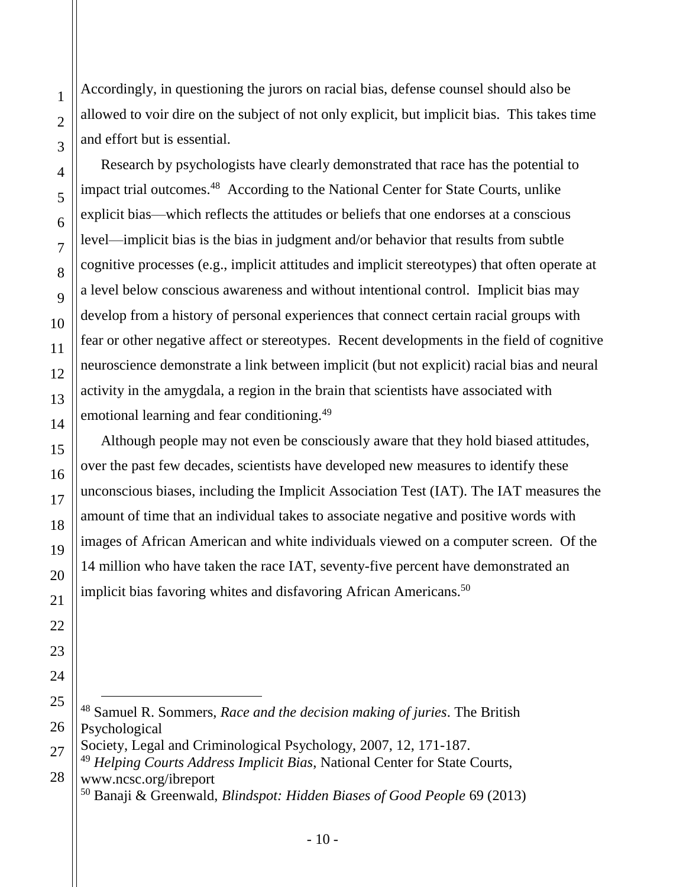Accordingly, in questioning the jurors on racial bias, defense counsel should also be allowed to voir dire on the subject of not only explicit, but implicit bias. This takes time and effort but is essential.

Research by psychologists have clearly demonstrated that race has the potential to impact trial outcomes.[48] According to the National Center for State Courts, unlike explicit bias—which reflects the attitudes or beliefs that one endorses at a conscious level—implicit bias is the bias in judgment and/or behavior that results from subtle cognitive processes (e.g., implicit attitudes and implicit stereotypes) that often operate at a level below conscious awareness and without intentional control. Implicit bias may develop from a history of personal experiences that connect certain racial groups with fear or other negative affect or stereotypes. Recent developments in the field of cognitive neuroscience demonstrate a link between implicit (but not explicit) racial bias and neural activity in the amygdala, a region in the brain that scientists have associated with emotional learning and fear conditioning.[49]

Although people may not even be consciously aware that they hold biased attitudes, over the past few decades, scientists have developed new measures to identify these unconscious biases, including the Implicit Association Test (IAT). The IAT measures the amount of time that an individual takes to associate negative and positive words with images of African American and white individuals viewed on a computer screen. Of the 14 million who have taken the race IAT, seventy-five percent have demonstrated an implicit bias favoring whites and disfavoring African Americans.[50]

---

[48] Samuel R. Sommers, *Race and the decision making of juries*. The British Psychological Society, Legal and Criminological Psychology, 2007, 12, 171-187.

[49] *Helping Courts Address Implicit Bias*, National Center for State Courts, www.ncsc.org/ibreport

[50] Banaji & Greenwald, *Blindspot: Hidden Biases of Good People* 69 (2013)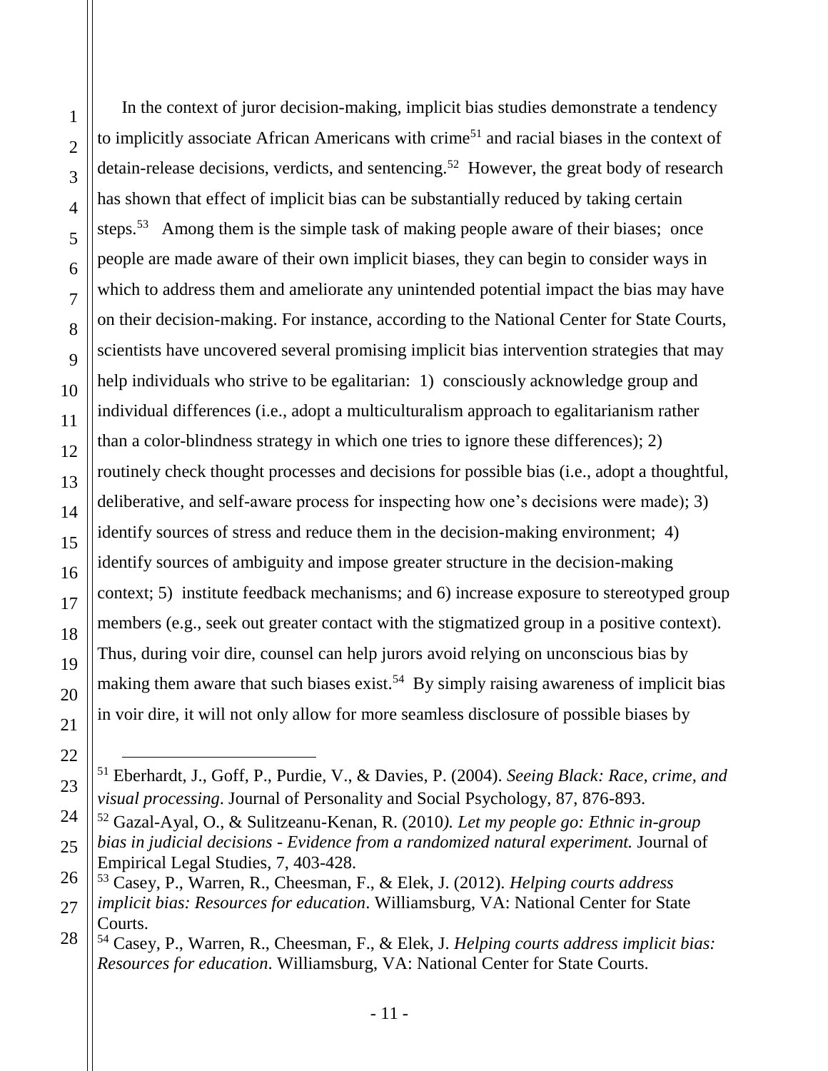In the context of juror decision-making, implicit bias studies demonstrate a tendency to implicitly associate African Americans with crime[51] and racial biases in the context of detain-release decisions, verdicts, and sentencing.[52] However, the great body of research has shown that effect of implicit bias can be substantially reduced by taking certain steps.[53] Among them is the simple task of making people aware of their biases; once people are made aware of their own implicit biases, they can begin to consider ways in which to address them and ameliorate any unintended potential impact the bias may have on their decision-making. For instance, according to the National Center for State Courts, scientists have uncovered several promising implicit bias intervention strategies that may help individuals who strive to be egalitarian: 1) consciously acknowledge group and individual differences (i.e., adopt a multiculturalism approach to egalitarianism rather than a color-blindness strategy in which one tries to ignore these differences); 2) routinely check thought processes and decisions for possible bias (i.e., adopt a thoughtful, deliberative, and self-aware process for inspecting how one's decisions were made); 3) identify sources of stress and reduce them in the decision-making environment; 4) identify sources of ambiguity and impose greater structure in the decision-making context; 5) institute feedback mechanisms; and 6) increase exposure to stereotyped group members (e.g., seek out greater contact with the stigmatized group in a positive context). Thus, during voir dire, counsel can help jurors avoid relying on unconscious bias by making them aware that such biases exist.[54] By simply raising awareness of implicit bias in voir dire, it will not only allow for more seamless disclosure of possible biases by

---

[51] Eberhardt, J., Goff, P., Purdie, V., & Davies, P. (2004). *Seeing Black: Race, crime, and visual processing*. Journal of Personality and Social Psychology, 87, 876-893.

[52] Gazal-Ayal, O., & Sulitzeanu-Kenan, R. (2010*). Let my people go: Ethnic in-group bias in judicial decisions - Evidence from a randomized natural experiment.* Journal of Empirical Legal Studies, 7, 403-428.

[53] Casey, P., Warren, R., Cheesman, F., & Elek, J. (2012). *Helping courts address implicit bias: Resources for education*. Williamsburg, VA: National Center for State Courts.

[54] Casey, P., Warren, R., Cheesman, F., & Elek, J. *Helping courts address implicit bias: Resources for education*. Williamsburg, VA: National Center for State Courts.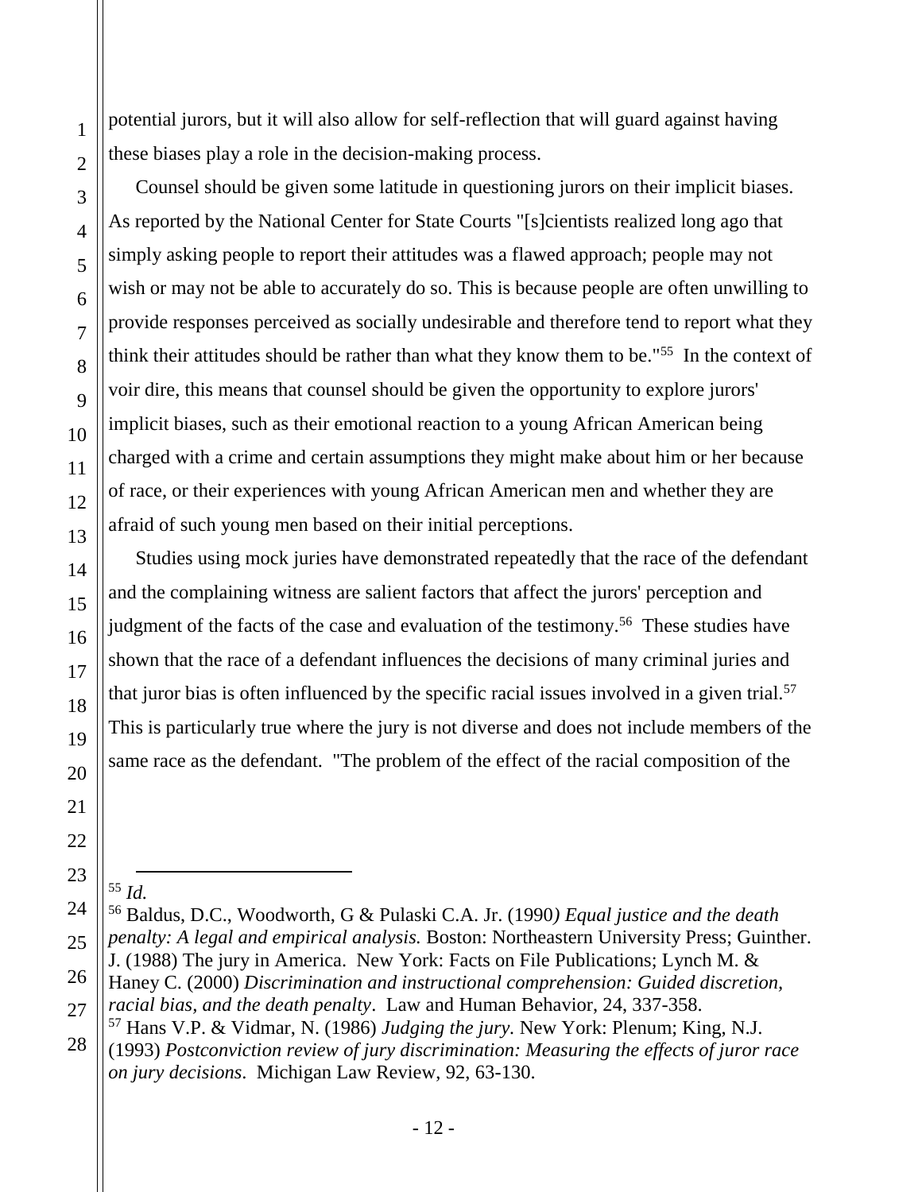potential jurors, but it will also allow for self-reflection that will guard against having these biases play a role in the decision-making process.

Counsel should be given some latitude in questioning jurors on their implicit biases. As reported by the National Center for State Courts "[s]cientists realized long ago that simply asking people to report their attitudes was a flawed approach; people may not wish or may not be able to accurately do so. This is because people are often unwilling to provide responses perceived as socially undesirable and therefore tend to report what they think their attitudes should be rather than what they know them to be."[55] In the context of voir dire, this means that counsel should be given the opportunity to explore jurors' implicit biases, such as their emotional reaction to a young African American being charged with a crime and certain assumptions they might make about him or her because of race, or their experiences with young African American men and whether they are afraid of such young men based on their initial perceptions.

Studies using mock juries have demonstrated repeatedly that the race of the defendant and the complaining witness are salient factors that affect the jurors' perception and judgment of the facts of the case and evaluation of the testimony.[56] These studies have shown that the race of a defendant influences the decisions of many criminal juries and that juror bias is often influenced by the specific racial issues involved in a given trial.[57] This is particularly true where the jury is not diverse and does not include members of the same race as the defendant. "The problem of the effect of the racial composition of the

---

[55] *Id.*

[56] Baldus, D.C., Woodworth, G & Pulaski C.A. Jr. (1990*) Equal justice and the death penalty: A legal and empirical analysis.* Boston: Northeastern University Press; Guinther. J. (1988) The jury in America. New York: Facts on File Publications; Lynch M. & Haney C. (2000) *Discrimination and instructional comprehension: Guided discretion, racial bias, and the death penalty*. Law and Human Behavior, 24, 337-358.

[57] Hans V.P. & Vidmar, N. (1986) *Judging the jury.* New York: Plenum; King, N.J. (1993) *Postconviction review of jury discrimination: Measuring the effects of juror race on jury decisions*. Michigan Law Review, 92, 63-130.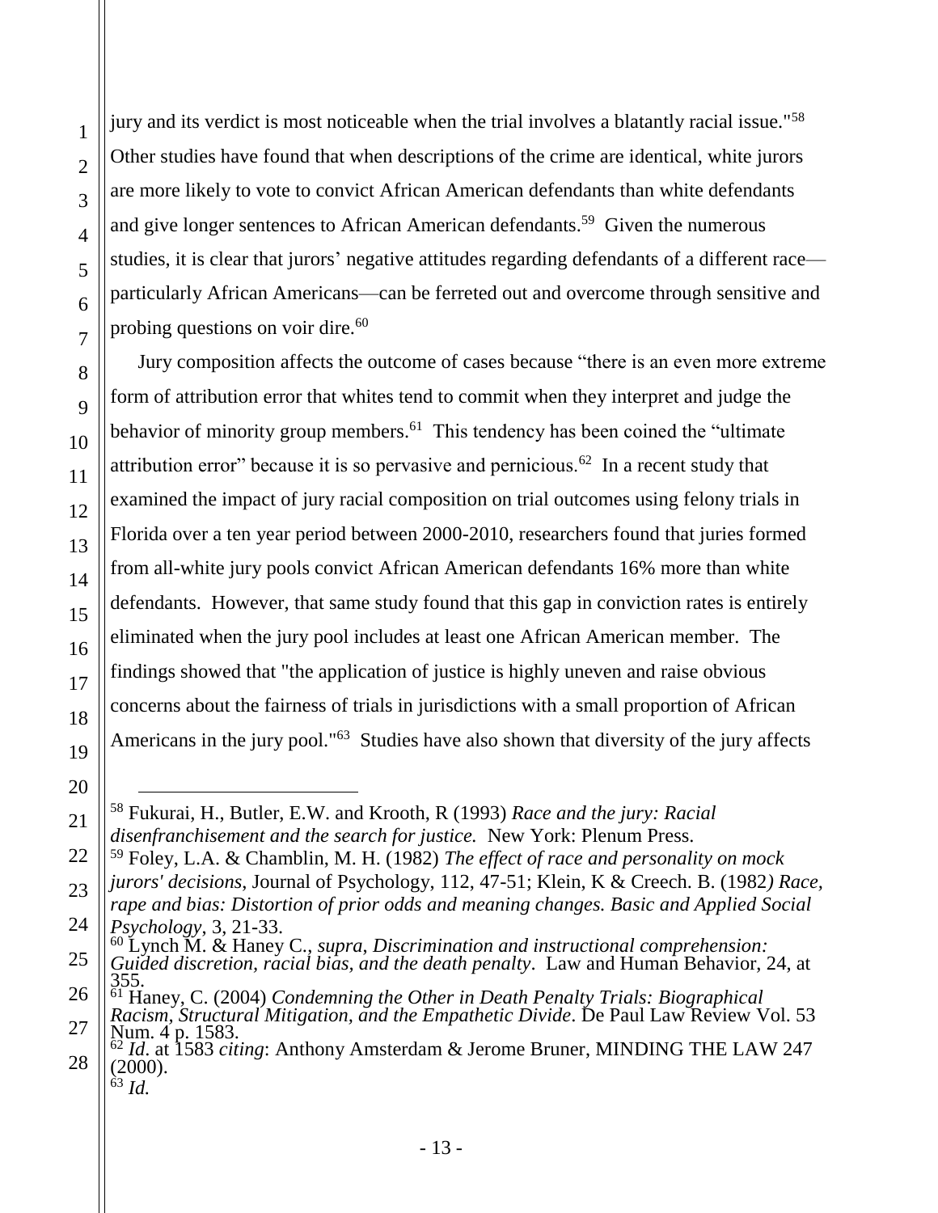jury and its verdict is most noticeable when the trial involves a blatantly racial issue."[58] Other studies have found that when descriptions of the crime are identical, white jurors are more likely to vote to convict African American defendants than white defendants and give longer sentences to African American defendants.[59] Given the numerous studies, it is clear that jurors' negative attitudes regarding defendants of a different race—particularly African Americans—can be ferreted out and overcome through sensitive and probing questions on voir dire.[60]

Jury composition affects the outcome of cases because "there is an even more extreme form of attribution error that whites tend to commit when they interpret and judge the behavior of minority group members.[61] This tendency has been coined the "ultimate attribution error" because it is so pervasive and pernicious.[62] In a recent study that examined the impact of jury racial composition on trial outcomes using felony trials in Florida over a ten year period between 2000-2010, researchers found that juries formed from all-white jury pools convict African American defendants 16% more than white defendants. However, that same study found that this gap in conviction rates is entirely eliminated when the jury pool includes at least one African American member. The findings showed that "the application of justice is highly uneven and raise obvious concerns about the fairness of trials in jurisdictions with a small proportion of African Americans in the jury pool."[63] Studies have also shown that diversity of the jury affects

---

[58] Fukurai, H., Butler, E.W. and Krooth, R (1993) *Race and the jury: Racial disenfranchisement and the search for justice.* New York: Plenum Press.

[59] Foley, L.A. & Chamblin, M. H. (1982) *The effect of race and personality on mock jurors' decisions*, Journal of Psychology, 112, 47-51; Klein, K & Creech. B. (1982*) Race, rape and bias: Distortion of prior odds and meaning changes. Basic and Applied Social Psychology*, 3, 21-33.

[60] Lynch M. & Haney C., *supra*, *Discrimination and instructional comprehension: Guided discretion, racial bias, and the death penalty*. Law and Human Behavior, 24, at 355.

[61] Haney, C. (2004) *Condemning the Other in Death Penalty Trials: Biographical Racism, Structural Mitigation, and the Empathetic Divide*. De Paul Law Review Vol. 53 Num. 4 p. 1583.

[62] *Id*. at 1583 *citing*: Anthony Amsterdam & Jerome Bruner, MINDING THE LAW 247 (2000).

[63] *Id.*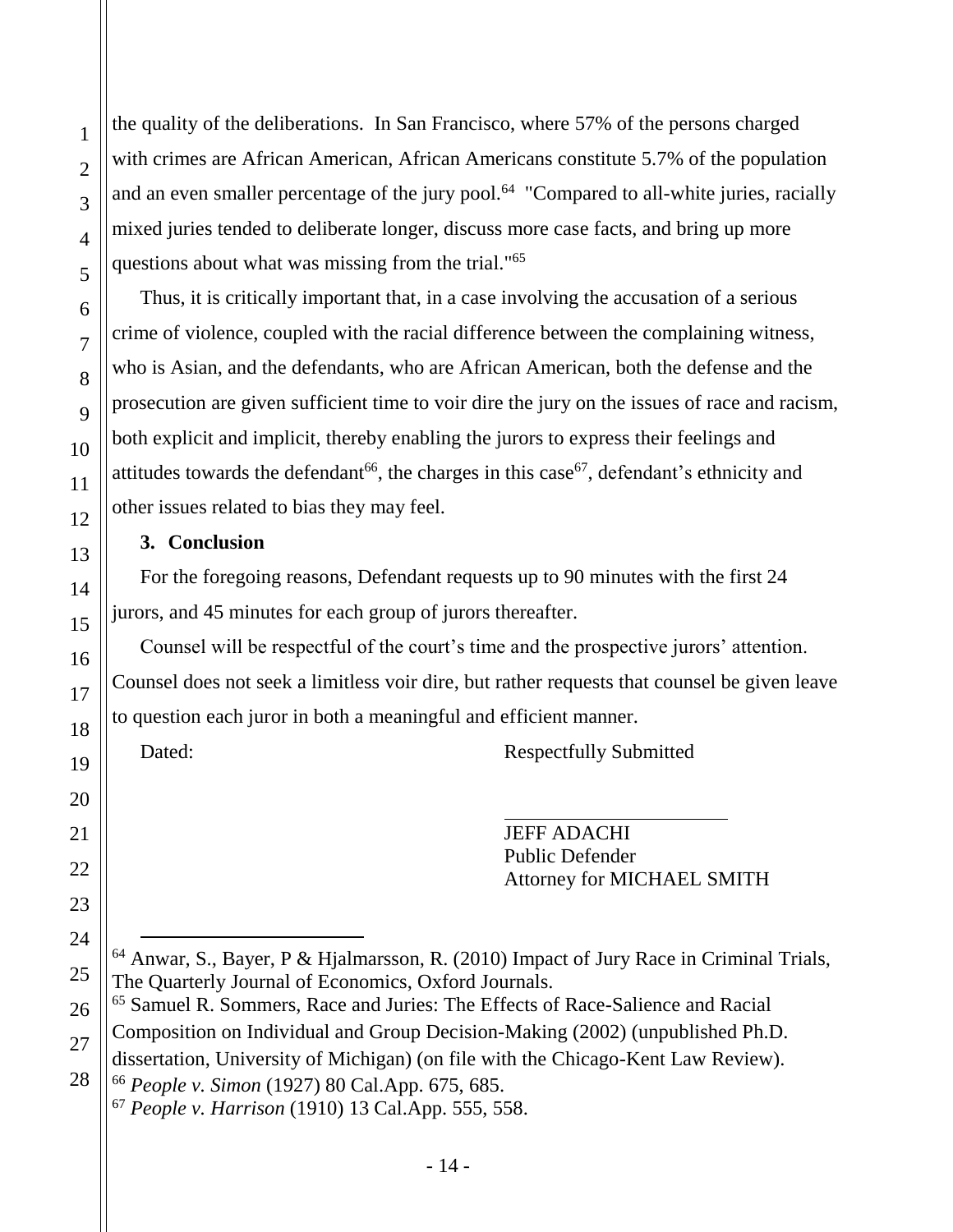the quality of the deliberations. In San Francisco, where 57% of the persons charged with crimes are African American, African Americans constitute 5.7% of the population and an even smaller percentage of the jury pool.[64] "Compared to all-white juries, racially mixed juries tended to deliberate longer, discuss more case facts, and bring up more questions about what was missing from the trial."[65]

Thus, it is critically important that, in a case involving the accusation of a serious crime of violence, coupled with the racial difference between the complaining witness, who is Asian, and the defendants, who are African American, both the defense and the prosecution are given sufficient time to voir dire the jury on the issues of race and racism, both explicit and implicit, thereby enabling the jurors to express their feelings and attitudes towards the defendant[66], the charges in this case[67], defendant's ethnicity and other issues related to bias they may feel.

**3. Conclusion**

For the foregoing reasons, Defendant requests up to 90 minutes with the first 24 jurors, and 45 minutes for each group of jurors thereafter.

Counsel will be respectful of the court's time and the prospective jurors' attention. Counsel does not seek a limitless voir dire, but rather requests that counsel be given leave to question each juror in both a meaningful and efficient manner.

Dated: Respectfully Submitted

JEFF ADACHI
Public Defender
Attorney for MICHAEL SMITH

---

[64] Anwar, S., Bayer, P & Hjalmarsson, R. (2010) Impact of Jury Race in Criminal Trials, The Quarterly Journal of Economics, Oxford Journals.

[65] Samuel R. Sommers, Race and Juries: The Effects of Race-Salience and Racial Composition on Individual and Group Decision-Making (2002) (unpublished Ph.D. dissertation, University of Michigan) (on file with the Chicago-Kent Law Review).

[66] *People v. Simon* (1927) 80 Cal.App. 675, 685.

[67] *People v. Harrison* (1910) 13 Cal.App. 555, 558.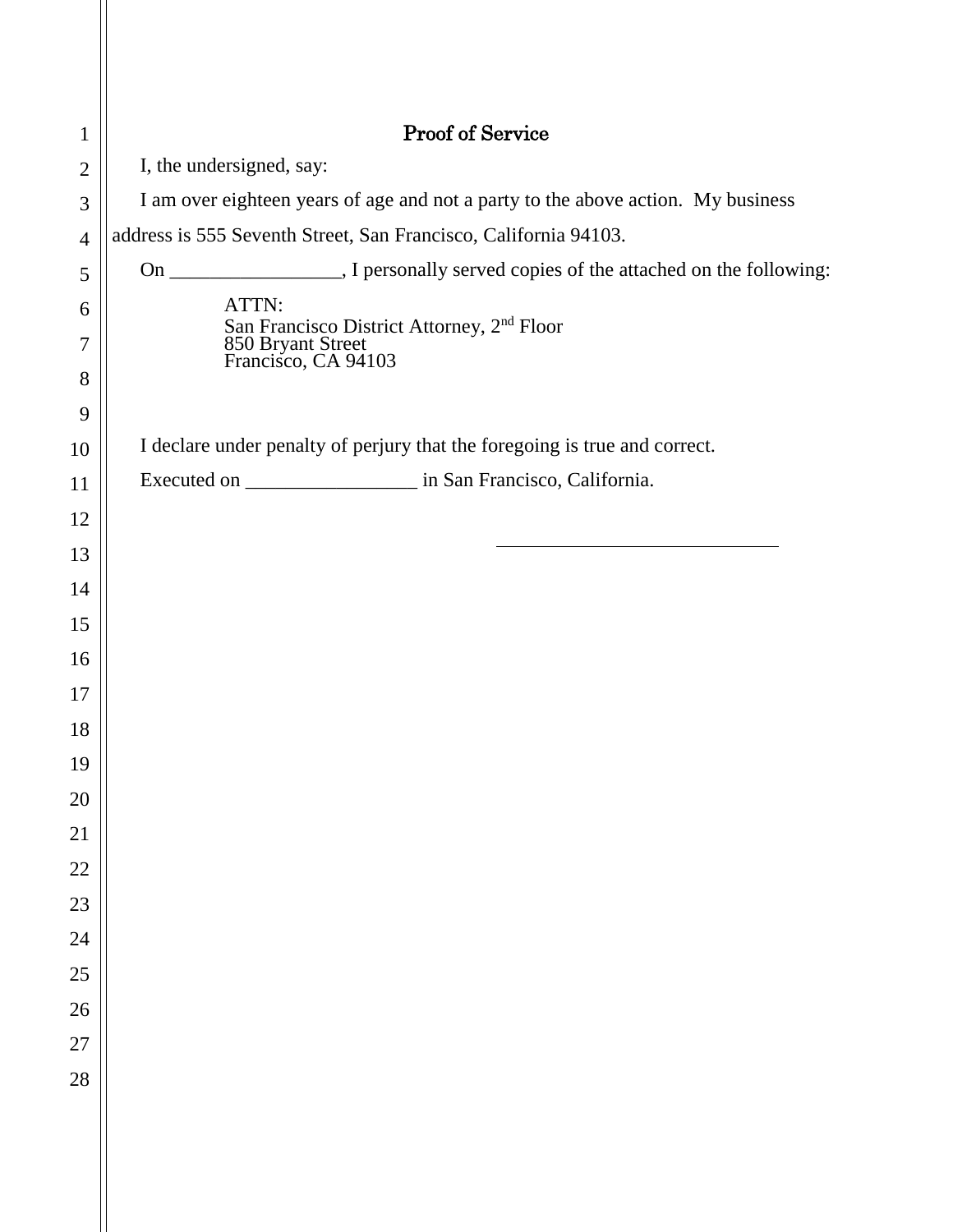# Proof of Service

I, the undersigned, say:

I am over eighteen years of age and not a party to the above action. My business address is 555 Seventh Street, San Francisco, California 94103.

On _________________, I personally served copies of the attached on the following:

ATTN:
San Francisco District Attorney, 2nd Floor
850 Bryant Street
Francisco, CA 94103

I declare under penalty of perjury that the foregoing is true and correct.

Executed on _________________ in San Francisco, California.

_____________________________